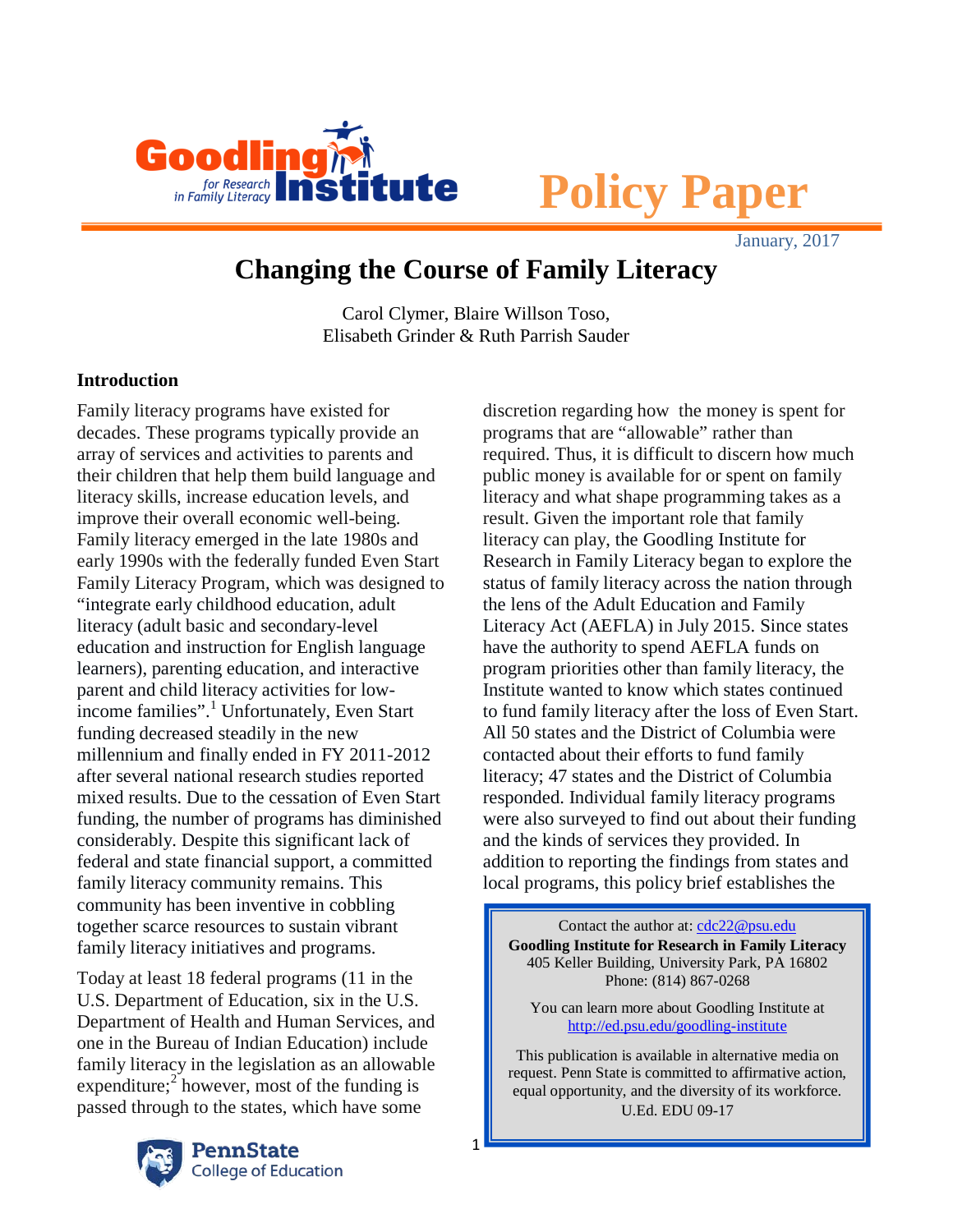Goodling Institute for Research in Family Literacy

# Policy Paper

January, 2017

# Changing the Course of Family Literacy

Carol Clymer, Blaire Willson Toso, Elisabeth Grinder & Ruth Parrish Sauder

## Introduction

Family literacy programs have existed for decades. These programs typically provide an array of services and activities to parents and their children that help them build language and literacy skills, increase education levels, and improve their overall economic well-being. Family literacy emerged in the late 1980s and early 1990s with the federally funded Even Start Family Literacy Program, which was designed to "integrate early childhood education, adult literacy (adult basic and secondary-level education and instruction for English language learners), parenting education, and interactive parent and child literacy activities for low-income families".[1] Unfortunately, Even Start funding decreased steadily in the new millennium and finally ended in FY 2011-2012 after several national research studies reported mixed results. Due to the cessation of Even Start funding, the number of programs has diminished considerably. Despite this significant lack of federal and state financial support, a committed family literacy community remains. This community has been inventive in cobbling together scarce resources to sustain vibrant family literacy initiatives and programs.

Today at least 18 federal programs (11 in the U.S. Department of Education, six in the U.S. Department of Health and Human Services, and one in the Bureau of Indian Education) include family literacy in the legislation as an allowable expenditure;[2] however, most of the funding is passed through to the states, which have some discretion regarding how the money is spent for programs that are "allowable" rather than required. Thus, it is difficult to discern how much public money is available for or spent on family literacy and what shape programming takes as a result. Given the important role that family literacy can play, the Goodling Institute for Research in Family Literacy began to explore the status of family literacy across the nation through the lens of the Adult Education and Family Literacy Act (AEFLA) in July 2015. Since states have the authority to spend AEFLA funds on program priorities other than family literacy, the Institute wanted to know which states continued to fund family literacy after the loss of Even Start. All 50 states and the District of Columbia were contacted about their efforts to fund family literacy; 47 states and the District of Columbia responded. Individual family literacy programs were also surveyed to find out about their funding and the kinds of services they provided. In addition to reporting the findings from states and local programs, this policy brief establishes the

Contact the author at: cdc22@psu.edu
**Goodling Institute for Research in Family Literacy**
405 Keller Building, University Park, PA 16802
Phone: (814) 867-0268

You can learn more about Goodling Institute at http://ed.psu.edu/goodling-institute

This publication is available in alternative media on request. Penn State is committed to affirmative action, equal opportunity, and the diversity of its workforce.
U.Ed. EDU 09-17

PennState College of Education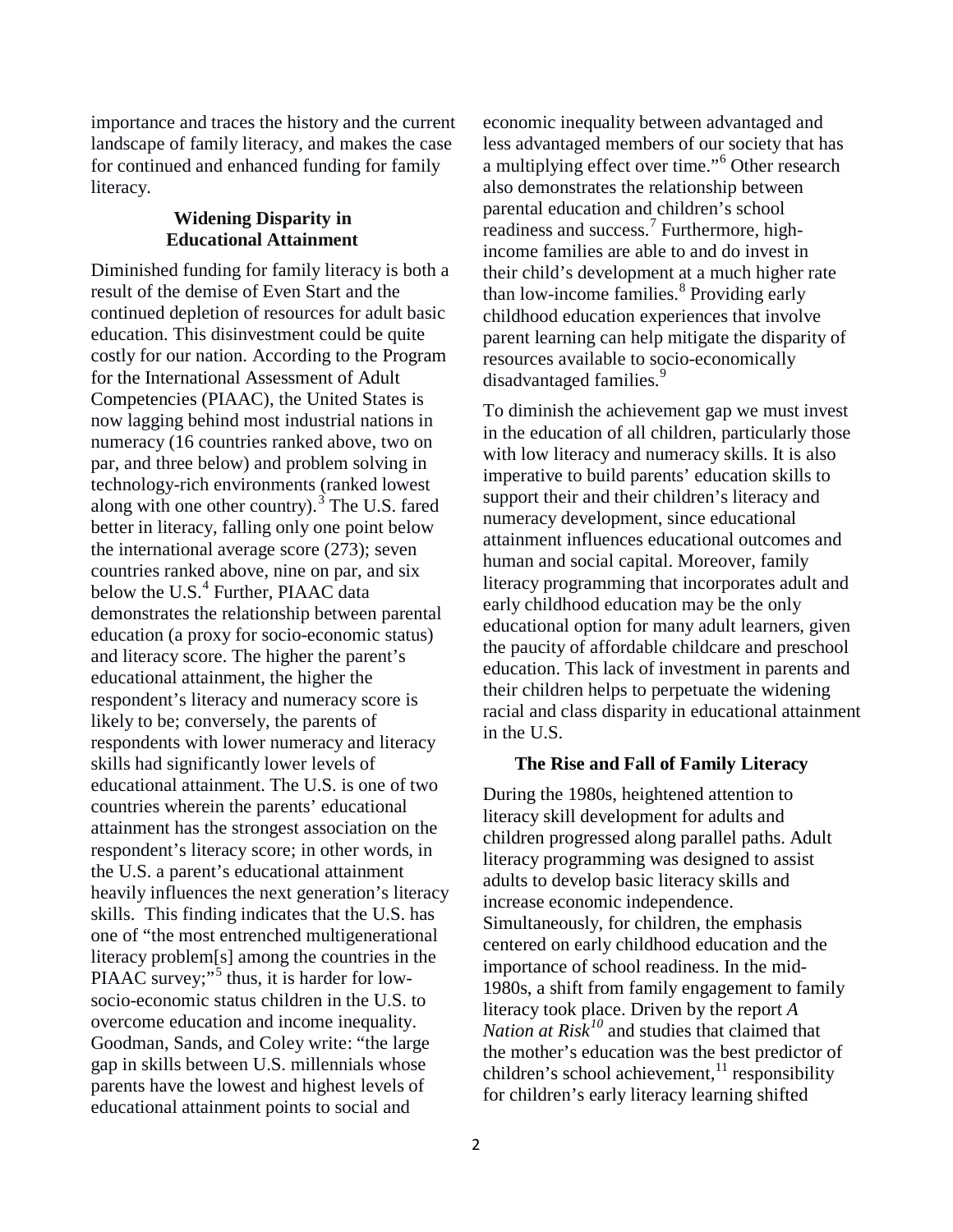importance and traces the history and the current landscape of family literacy, and makes the case for continued and enhanced funding for family literacy.

## Widening Disparity in Educational Attainment

Diminished funding for family literacy is both a result of the demise of Even Start and the continued depletion of resources for adult basic education. This disinvestment could be quite costly for our nation. According to the Program for the International Assessment of Adult Competencies (PIAAC), the United States is now lagging behind most industrial nations in numeracy (16 countries ranked above, two on par, and three below) and problem solving in technology-rich environments (ranked lowest along with one other country).[3] The U.S. fared better in literacy, falling only one point below the international average score (273); seven countries ranked above, nine on par, and six below the U.S.[4] Further, PIAAC data demonstrates the relationship between parental education (a proxy for socio-economic status) and literacy score. The higher the parent's educational attainment, the higher the respondent's literacy and numeracy score is likely to be; conversely, the parents of respondents with lower numeracy and literacy skills had significantly lower levels of educational attainment. The U.S. is one of two countries wherein the parents' educational attainment has the strongest association on the respondent's literacy score; in other words, in the U.S. a parent's educational attainment heavily influences the next generation's literacy skills. This finding indicates that the U.S. has one of "the most entrenched multigenerational literacy problem[s] among the countries in the PIAAC survey;"[5] thus, it is harder for low-socio-economic status children in the U.S. to overcome education and income inequality. Goodman, Sands, and Coley write: "the large gap in skills between U.S. millennials whose parents have the lowest and highest levels of educational attainment points to social and economic inequality between advantaged and less advantaged members of our society that has a multiplying effect over time."[6] Other research also demonstrates the relationship between parental education and children's school readiness and success.[7] Furthermore, high-income families are able to and do invest in their child's development at a much higher rate than low-income families.[8] Providing early childhood education experiences that involve parent learning can help mitigate the disparity of resources available to socio-economically disadvantaged families.[9]

To diminish the achievement gap we must invest in the education of all children, particularly those with low literacy and numeracy skills. It is also imperative to build parents' education skills to support their and their children's literacy and numeracy development, since educational attainment influences educational outcomes and human and social capital. Moreover, family literacy programming that incorporates adult and early childhood education may be the only educational option for many adult learners, given the paucity of affordable childcare and preschool education. This lack of investment in parents and their children helps to perpetuate the widening racial and class disparity in educational attainment in the U.S.

## The Rise and Fall of Family Literacy

During the 1980s, heightened attention to literacy skill development for adults and children progressed along parallel paths. Adult literacy programming was designed to assist adults to develop basic literacy skills and increase economic independence. Simultaneously, for children, the emphasis centered on early childhood education and the importance of school readiness. In the mid-1980s, a shift from family engagement to family literacy took place. Driven by the report *A Nation at Risk*[10] and studies that claimed that the mother's education was the best predictor of children's school achievement,[11] responsibility for children's early literacy learning shifted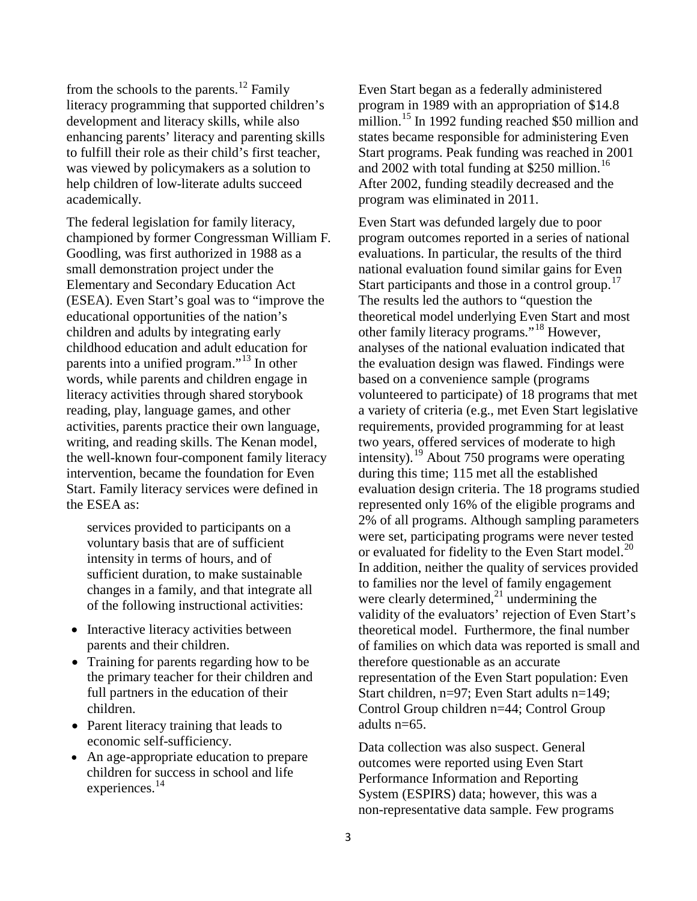from the schools to the parents.[12] Family literacy programming that supported children's development and literacy skills, while also enhancing parents' literacy and parenting skills to fulfill their role as their child's first teacher, was viewed by policymakers as a solution to help children of low-literate adults succeed academically.

The federal legislation for family literacy, championed by former Congressman William F. Goodling, was first authorized in 1988 as a small demonstration project under the Elementary and Secondary Education Act (ESEA). Even Start's goal was to "improve the educational opportunities of the nation's children and adults by integrating early childhood education and adult education for parents into a unified program."[13] In other words, while parents and children engage in literacy activities through shared storybook reading, play, language games, and other activities, parents practice their own language, writing, and reading skills. The Kenan model, the well-known four-component family literacy intervention, became the foundation for Even Start. Family literacy services were defined in the ESEA as:

> services provided to participants on a voluntary basis that are of sufficient intensity in terms of hours, and of sufficient duration, to make sustainable changes in a family, and that integrate all of the following instructional activities:

- Interactive literacy activities between parents and their children.
- Training for parents regarding how to be the primary teacher for their children and full partners in the education of their children.
- Parent literacy training that leads to economic self-sufficiency.
- An age-appropriate education to prepare children for success in school and life experiences.[14]

Even Start began as a federally administered program in 1989 with an appropriation of $14.8 million.[15] In 1992 funding reached $50 million and states became responsible for administering Even Start programs. Peak funding was reached in 2001 and 2002 with total funding at $250 million.[16] After 2002, funding steadily decreased and the program was eliminated in 2011.

Even Start was defunded largely due to poor program outcomes reported in a series of national evaluations. In particular, the results of the third national evaluation found similar gains for Even Start participants and those in a control group.[17] The results led the authors to "question the theoretical model underlying Even Start and most other family literacy programs."[18] However, analyses of the national evaluation indicated that the evaluation design was flawed. Findings were based on a convenience sample (programs volunteered to participate) of 18 programs that met a variety of criteria (e.g., met Even Start legislative requirements, provided programming for at least two years, offered services of moderate to high intensity).[19] About 750 programs were operating during this time; 115 met all the established evaluation design criteria. The 18 programs studied represented only 16% of the eligible programs and 2% of all programs. Although sampling parameters were set, participating programs were never tested or evaluated for fidelity to the Even Start model.[20] In addition, neither the quality of services provided to families nor the level of family engagement were clearly determined,[21] undermining the validity of the evaluators' rejection of Even Start's theoretical model. Furthermore, the final number of families on which data was reported is small and therefore questionable as an accurate representation of the Even Start population: Even Start children, n=97; Even Start adults n=149; Control Group children n=44; Control Group adults n=65.

Data collection was also suspect. General outcomes were reported using Even Start Performance Information and Reporting System (ESPIRS) data; however, this was a non-representative data sample. Few programs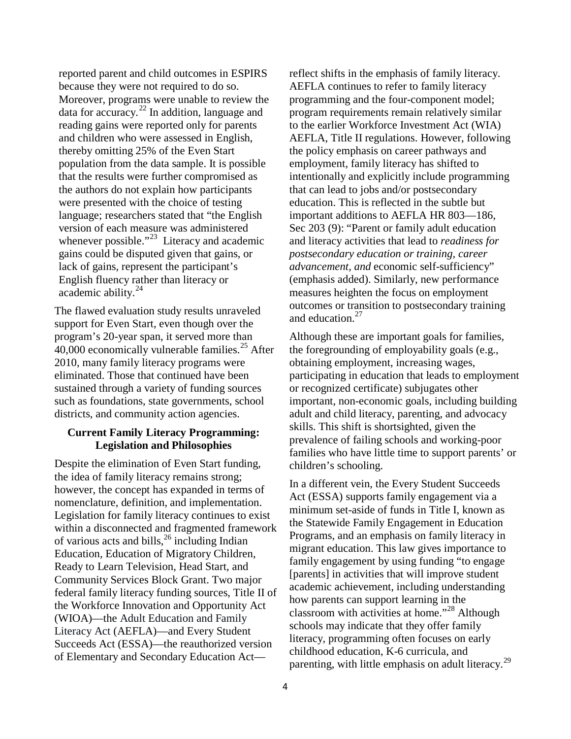reported parent and child outcomes in ESPIRS because they were not required to do so. Moreover, programs were unable to review the data for accuracy.[22] In addition, language and reading gains were reported only for parents and children who were assessed in English, thereby omitting 25% of the Even Start population from the data sample. It is possible that the results were further compromised as the authors do not explain how participants were presented with the choice of testing language; researchers stated that "the English version of each measure was administered whenever possible."[23] Literacy and academic gains could be disputed given that gains, or lack of gains, represent the participant's English fluency rather than literacy or academic ability.[24]

The flawed evaluation study results unraveled support for Even Start, even though over the program's 20-year span, it served more than 40,000 economically vulnerable families.[25] After 2010, many family literacy programs were eliminated. Those that continued have been sustained through a variety of funding sources such as foundations, state governments, school districts, and community action agencies.

### Current Family Literacy Programming: Legislation and Philosophies

Despite the elimination of Even Start funding, the idea of family literacy remains strong; however, the concept has expanded in terms of nomenclature, definition, and implementation. Legislation for family literacy continues to exist within a disconnected and fragmented framework of various acts and bills,[26] including Indian Education, Education of Migratory Children, Ready to Learn Television, Head Start, and Community Services Block Grant. Two major federal family literacy funding sources, Title II of the Workforce Innovation and Opportunity Act (WIOA)—the Adult Education and Family Literacy Act (AEFLA)—and Every Student Succeeds Act (ESSA)—the reauthorized version of Elementary and Secondary Education Act—reflect shifts in the emphasis of family literacy. AEFLA continues to refer to family literacy programming and the four-component model; program requirements remain relatively similar to the earlier Workforce Investment Act (WIA) AEFLA, Title II regulations. However, following the policy emphasis on career pathways and employment, family literacy has shifted to intentionally and explicitly include programming that can lead to jobs and/or postsecondary education. This is reflected in the subtle but important additions to AEFLA HR 803—186, Sec 203 (9): "Parent or family adult education and literacy activities that lead to *readiness for postsecondary education or training, career advancement, and* economic self-sufficiency" (emphasis added). Similarly, new performance measures heighten the focus on employment outcomes or transition to postsecondary training and education.[27]

Although these are important goals for families, the foregrounding of employability goals (e.g., obtaining employment, increasing wages, participating in education that leads to employment or recognized certificate) subjugates other important, non-economic goals, including building adult and child literacy, parenting, and advocacy skills. This shift is shortsighted, given the prevalence of failing schools and working-poor families who have little time to support parents' or children's schooling.

In a different vein, the Every Student Succeeds Act (ESSA) supports family engagement via a minimum set-aside of funds in Title I, known as the Statewide Family Engagement in Education Programs, and an emphasis on family literacy in migrant education. This law gives importance to family engagement by using funding "to engage [parents] in activities that will improve student academic achievement, including understanding how parents can support learning in the classroom with activities at home."[28] Although schools may indicate that they offer family literacy, programming often focuses on early childhood education, K-6 curricula, and parenting, with little emphasis on adult literacy.[29]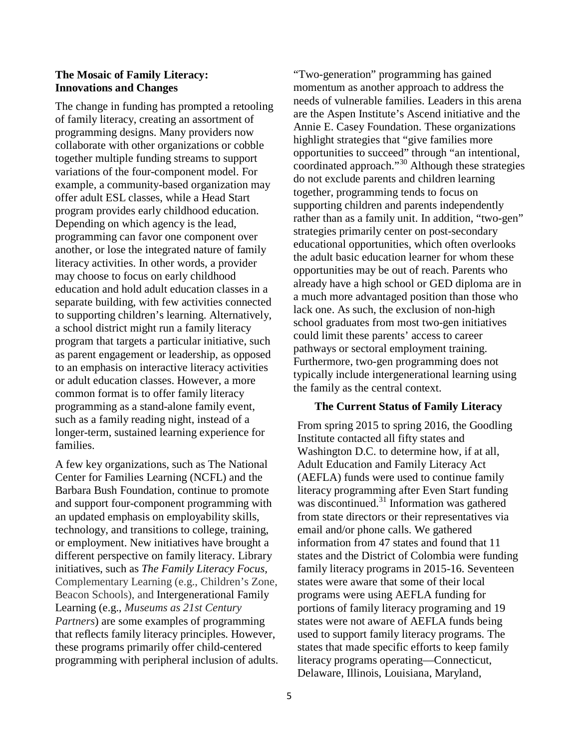## The Mosaic of Family Literacy: Innovations and Changes

The change in funding has prompted a retooling of family literacy, creating an assortment of programming designs. Many providers now collaborate with other organizations or cobble together multiple funding streams to support variations of the four-component model. For example, a community-based organization may offer adult ESL classes, while a Head Start program provides early childhood education. Depending on which agency is the lead, programming can favor one component over another, or lose the integrated nature of family literacy activities. In other words, a provider may choose to focus on early childhood education and hold adult education classes in a separate building, with few activities connected to supporting children's learning. Alternatively, a school district might run a family literacy program that targets a particular initiative, such as parent engagement or leadership, as opposed to an emphasis on interactive literacy activities or adult education classes. However, a more common format is to offer family literacy programming as a stand-alone family event, such as a family reading night, instead of a longer-term, sustained learning experience for families.

A few key organizations, such as The National Center for Families Learning (NCFL) and the Barbara Bush Foundation, continue to promote and support four-component programming with an updated emphasis on employability skills, technology, and transitions to college, training, or employment. New initiatives have brought a different perspective on family literacy. Library initiatives, such as *The Family Literacy Focus*, Complementary Learning (e.g., Children's Zone, Beacon Schools), and Intergenerational Family Learning (e.g., *Museums as 21st Century Partners*) are some examples of programming that reflects family literacy principles. However, these programs primarily offer child-centered programming with peripheral inclusion of adults.

"Two-generation" programming has gained momentum as another approach to address the needs of vulnerable families. Leaders in this arena are the Aspen Institute's Ascend initiative and the Annie E. Casey Foundation. These organizations highlight strategies that "give families more opportunities to succeed" through "an intentional, coordinated approach."[30] Although these strategies do not exclude parents and children learning together, programming tends to focus on supporting children and parents independently rather than as a family unit. In addition, "two-gen" strategies primarily center on post-secondary educational opportunities, which often overlooks the adult basic education learner for whom these opportunities may be out of reach. Parents who already have a high school or GED diploma are in a much more advantaged position than those who lack one. As such, the exclusion of non-high school graduates from most two-gen initiatives could limit these parents' access to career pathways or sectoral employment training. Furthermore, two-gen programming does not typically include intergenerational learning using the family as the central context.

## The Current Status of Family Literacy

From spring 2015 to spring 2016, the Goodling Institute contacted all fifty states and Washington D.C. to determine how, if at all, Adult Education and Family Literacy Act (AEFLA) funds were used to continue family literacy programming after Even Start funding was discontinued.[31] Information was gathered from state directors or their representatives via email and/or phone calls. We gathered information from 47 states and found that 11 states and the District of Colombia were funding family literacy programs in 2015-16. Seventeen states were aware that some of their local programs were using AEFLA funding for portions of family literacy programing and 19 states were not aware of AEFLA funds being used to support family literacy programs. The states that made specific efforts to keep family literacy programs operating—Connecticut, Delaware, Illinois, Louisiana, Maryland,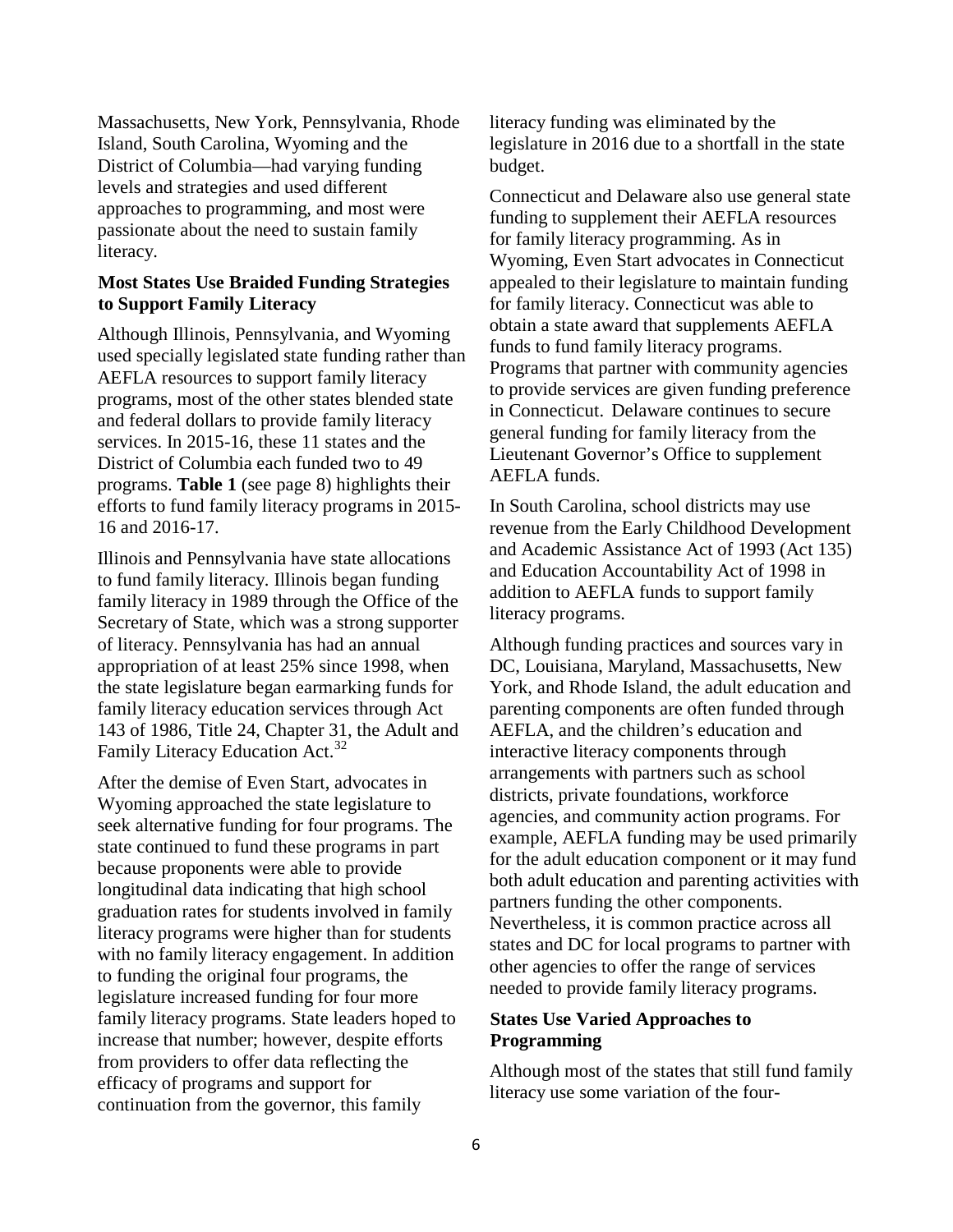Massachusetts, New York, Pennsylvania, Rhode Island, South Carolina, Wyoming and the District of Columbia—had varying funding levels and strategies and used different approaches to programming, and most were passionate about the need to sustain family literacy.

### Most States Use Braided Funding Strategies to Support Family Literacy

Although Illinois, Pennsylvania, and Wyoming used specially legislated state funding rather than AEFLA resources to support family literacy programs, most of the other states blended state and federal dollars to provide family literacy services. In 2015-16, these 11 states and the District of Columbia each funded two to 49 programs. **Table 1** (see page 8) highlights their efforts to fund family literacy programs in 2015-16 and 2016-17.

Illinois and Pennsylvania have state allocations to fund family literacy. Illinois began funding family literacy in 1989 through the Office of the Secretary of State, which was a strong supporter of literacy. Pennsylvania has had an annual appropriation of at least 25% since 1998, when the state legislature began earmarking funds for family literacy education services through Act 143 of 1986, Title 24, Chapter 31, the Adult and Family Literacy Education Act.[32]

After the demise of Even Start, advocates in Wyoming approached the state legislature to seek alternative funding for four programs. The state continued to fund these programs in part because proponents were able to provide longitudinal data indicating that high school graduation rates for students involved in family literacy programs were higher than for students with no family literacy engagement. In addition to funding the original four programs, the legislature increased funding for four more family literacy programs. State leaders hoped to increase that number; however, despite efforts from providers to offer data reflecting the efficacy of programs and support for continuation from the governor, this family literacy funding was eliminated by the legislature in 2016 due to a shortfall in the state budget.

Connecticut and Delaware also use general state funding to supplement their AEFLA resources for family literacy programming. As in Wyoming, Even Start advocates in Connecticut appealed to their legislature to maintain funding for family literacy. Connecticut was able to obtain a state award that supplements AEFLA funds to fund family literacy programs. Programs that partner with community agencies to provide services are given funding preference in Connecticut. Delaware continues to secure general funding for family literacy from the Lieutenant Governor's Office to supplement AEFLA funds.

In South Carolina, school districts may use revenue from the Early Childhood Development and Academic Assistance Act of 1993 (Act 135) and Education Accountability Act of 1998 in addition to AEFLA funds to support family literacy programs.

Although funding practices and sources vary in DC, Louisiana, Maryland, Massachusetts, New York, and Rhode Island, the adult education and parenting components are often funded through AEFLA, and the children's education and interactive literacy components through arrangements with partners such as school districts, private foundations, workforce agencies, and community action programs. For example, AEFLA funding may be used primarily for the adult education component or it may fund both adult education and parenting activities with partners funding the other components. Nevertheless, it is common practice across all states and DC for local programs to partner with other agencies to offer the range of services needed to provide family literacy programs.

### States Use Varied Approaches to Programming

Although most of the states that still fund family literacy use some variation of the four-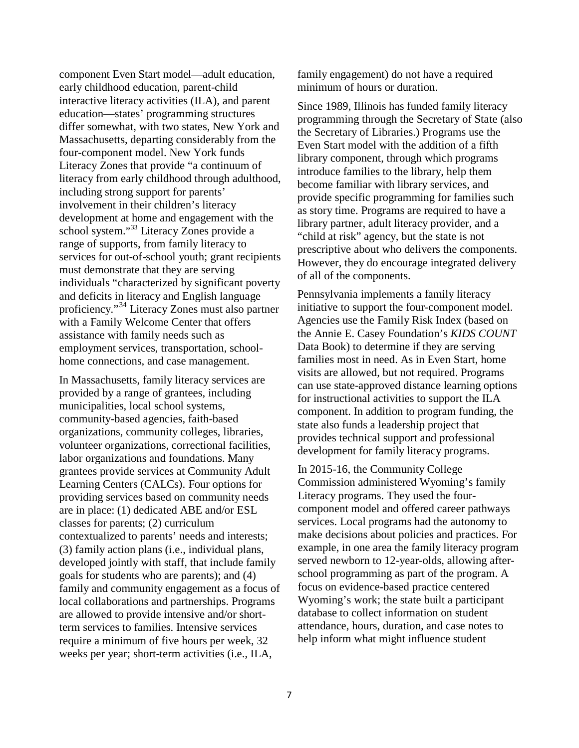component Even Start model—adult education, early childhood education, parent-child interactive literacy activities (ILA), and parent education—states' programming structures differ somewhat, with two states, New York and Massachusetts, departing considerably from the four-component model. New York funds Literacy Zones that provide "a continuum of literacy from early childhood through adulthood, including strong support for parents' involvement in their children's literacy development at home and engagement with the school system."[33] Literacy Zones provide a range of supports, from family literacy to services for out-of-school youth; grant recipients must demonstrate that they are serving individuals "characterized by significant poverty and deficits in literacy and English language proficiency."[34] Literacy Zones must also partner with a Family Welcome Center that offers assistance with family needs such as employment services, transportation, school-home connections, and case management.

In Massachusetts, family literacy services are provided by a range of grantees, including municipalities, local school systems, community-based agencies, faith-based organizations, community colleges, libraries, volunteer organizations, correctional facilities, labor organizations and foundations. Many grantees provide services at Community Adult Learning Centers (CALCs). Four options for providing services based on community needs are in place: (1) dedicated ABE and/or ESL classes for parents; (2) curriculum contextualized to parents' needs and interests; (3) family action plans (i.e., individual plans, developed jointly with staff, that include family goals for students who are parents); and (4) family and community engagement as a focus of local collaborations and partnerships. Programs are allowed to provide intensive and/or short-term services to families. Intensive services require a minimum of five hours per week, 32 weeks per year; short-term activities (i.e., ILA, family engagement) do not have a required minimum of hours or duration.

Since 1989, Illinois has funded family literacy programming through the Secretary of State (also the Secretary of Libraries.) Programs use the Even Start model with the addition of a fifth library component, through which programs introduce families to the library, help them become familiar with library services, and provide specific programming for families such as story time. Programs are required to have a library partner, adult literacy provider, and a "child at risk" agency, but the state is not prescriptive about who delivers the components. However, they do encourage integrated delivery of all of the components.

Pennsylvania implements a family literacy initiative to support the four-component model. Agencies use the Family Risk Index (based on the Annie E. Casey Foundation's *KIDS COUNT* Data Book) to determine if they are serving families most in need. As in Even Start, home visits are allowed, but not required. Programs can use state-approved distance learning options for instructional activities to support the ILA component. In addition to program funding, the state also funds a leadership project that provides technical support and professional development for family literacy programs.

In 2015-16, the Community College Commission administered Wyoming's family Literacy programs. They used the four-component model and offered career pathways services. Local programs had the autonomy to make decisions about policies and practices. For example, in one area the family literacy program served newborn to 12-year-olds, allowing after-school programming as part of the program. A focus on evidence-based practice centered Wyoming's work; the state built a participant database to collect information on student attendance, hours, duration, and case notes to help inform what might influence student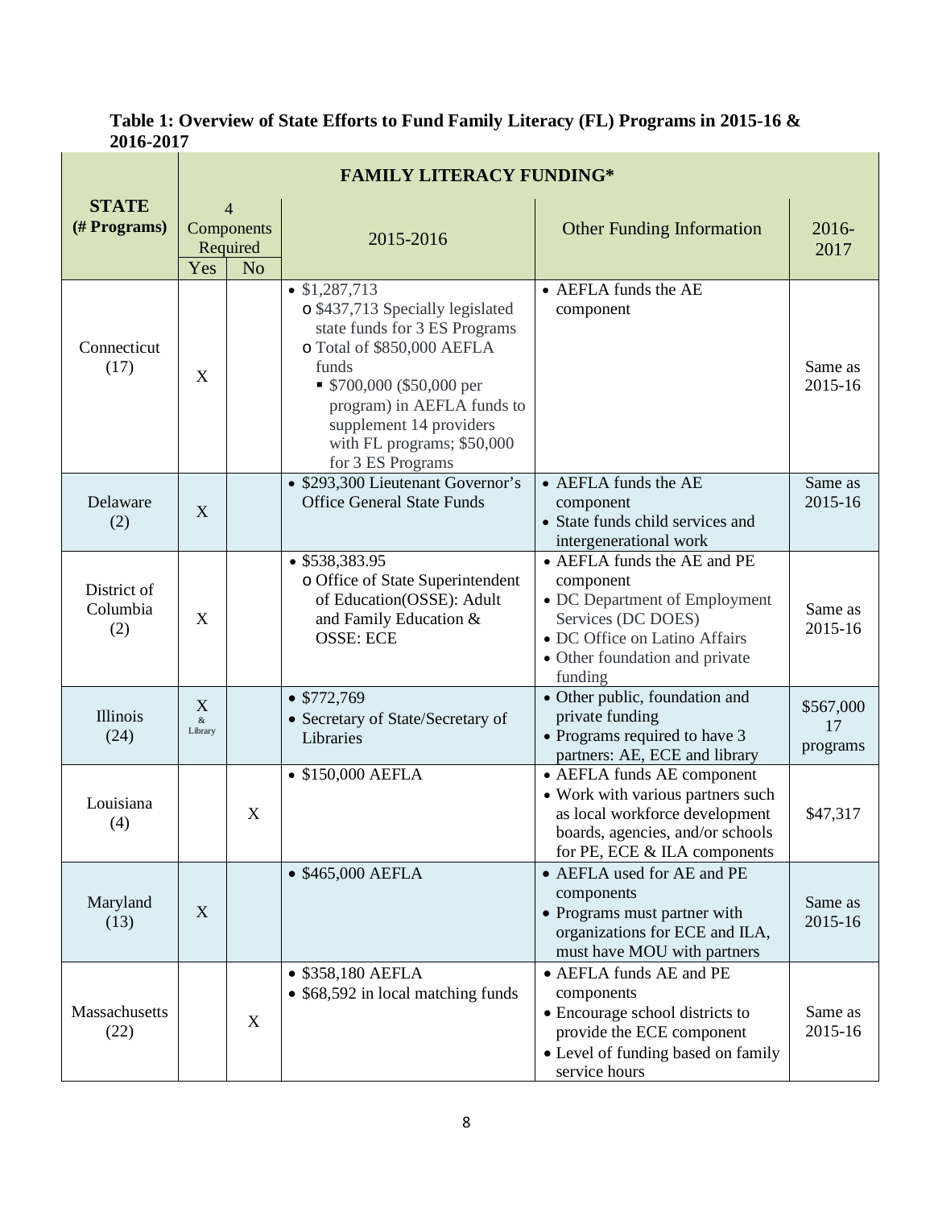**Table 1: Overview of State Efforts to Fund Family Literacy (FL) Programs in 2015-16 & 2016-2017**

| STATE (# Programs) | FAMILY LITERACY FUNDING* | | | | |
|---|---|---|---|---|---|
| | 4 Components Required | | 2015-2016 | Other Funding Information | 2016-2017 |
| | Yes | No | | | |
| Connecticut (17) | X | | • $1,287,713<br>o $437,713 Specially legislated state funds for 3 ES Programs<br>o Total of $850,000 AEFLA funds<br>▪ $700,000 ($50,000 per program) in AEFLA funds to supplement 14 providers with FL programs; $50,000 for 3 ES Programs | • AEFLA funds the AE component | Same as 2015-16 |
| Delaware (2) | X | | • $293,300 Lieutenant Governor's Office General State Funds | • AEFLA funds the AE component<br>• State funds child services and intergenerational work | Same as 2015-16 |
| District of Columbia (2) | X | | • $538,383.95<br>o Office of State Superintendent of Education(OSSE): Adult and Family Education & OSSE: ECE | • AEFLA funds the AE and PE component<br>• DC Department of Employment Services (DC DOES)<br>• DC Office on Latino Affairs<br>• Other foundation and private funding | Same as 2015-16 |
| Illinois (24) | X & Library | | • $772,769<br>• Secretary of State/Secretary of Libraries | • Other public, foundation and private funding<br>• Programs required to have 3 partners: AE, ECE and library | $567,000 17 programs |
| Louisiana (4) | | X | • $150,000 AEFLA | • AEFLA funds AE component<br>• Work with various partners such as local workforce development boards, agencies, and/or schools for PE, ECE & ILA components | $47,317 |
| Maryland (13) | X | | • $465,000 AEFLA | • AEFLA used for AE and PE components<br>• Programs must partner with organizations for ECE and ILA, must have MOU with partners | Same as 2015-16 |
| Massachusetts (22) | | X | • $358,180 AEFLA<br>• $68,592 in local matching funds | • AEFLA funds AE and PE components<br>• Encourage school districts to provide the ECE component<br>• Level of funding based on family service hours | Same as 2015-16 |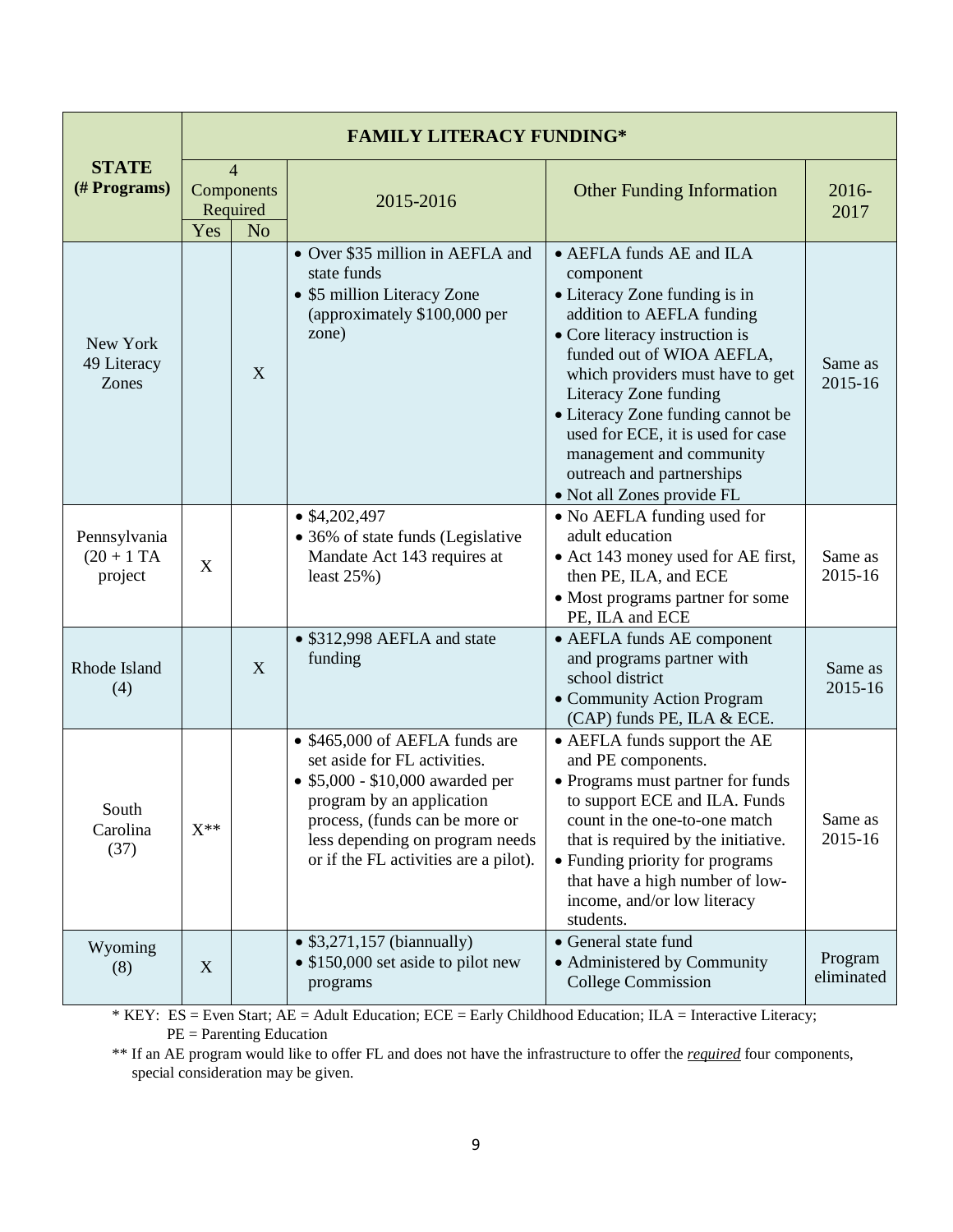| STATE (# Programs) | 4 Components Required | | FAMILY LITERACY FUNDING* | | |
|---|---|---|---|---|---|
| | Yes | No | 2015-2016 | Other Funding Information | 2016-2017 |
| New York 49 Literacy Zones | | X | • Over $35 million in AEFLA and state funds<br>• $5 million Literacy Zone (approximately $100,000 per zone) | • AEFLA funds AE and ILA component<br>• Literacy Zone funding is in addition to AEFLA funding<br>• Core literacy instruction is funded out of WIOA AEFLA, which providers must have to get Literacy Zone funding<br>• Literacy Zone funding cannot be used for ECE, it is used for case management and community outreach and partnerships<br>• Not all Zones provide FL | Same as 2015-16 |
| Pennsylvania (20 + 1 TA project | X | | • $4,202,497<br>• 36% of state funds (Legislative Mandate Act 143 requires at least 25%) | • No AEFLA funding used for adult education<br>• Act 143 money used for AE first, then PE, ILA, and ECE<br>• Most programs partner for some PE, ILA and ECE | Same as 2015-16 |
| Rhode Island (4) | | X | • $312,998 AEFLA and state funding | • AEFLA funds AE component and programs partner with school district<br>• Community Action Program (CAP) funds PE, ILA & ECE. | Same as 2015-16 |
| South Carolina (37) | X** | | • $465,000 of AEFLA funds are set aside for FL activities.<br>• $5,000 - $10,000 awarded per program by an application process, (funds can be more or less depending on program needs or if the FL activities are a pilot). | • AEFLA funds support the AE and PE components.<br>• Programs must partner for funds to support ECE and ILA. Funds count in the one-to-one match that is required by the initiative.<br>• Funding priority for programs that have a high number of low-income, and/or low literacy students. | Same as 2015-16 |
| Wyoming (8) | X | | • $3,271,157 (biannually)<br>• $150,000 set aside to pilot new programs | • General state fund<br>• Administered by Community College Commission | Program eliminated |

\* KEY: ES = Even Start; AE = Adult Education; ECE = Early Childhood Education; ILA = Interactive Literacy; PE = Parenting Education

** If an AE program would like to offer FL and does not have the infrastructure to offer the ***required*** four components, special consideration may be given.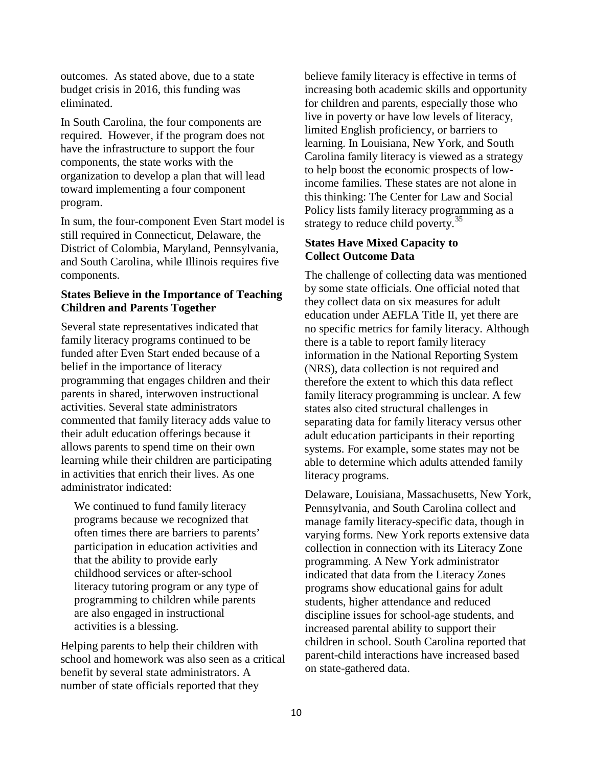outcomes. As stated above, due to a state budget crisis in 2016, this funding was eliminated.

In South Carolina, the four components are required. However, if the program does not have the infrastructure to support the four components, the state works with the organization to develop a plan that will lead toward implementing a four component program.

In sum, the four-component Even Start model is still required in Connecticut, Delaware, the District of Colombia, Maryland, Pennsylvania, and South Carolina, while Illinois requires five components.

### States Believe in the Importance of Teaching Children and Parents Together

Several state representatives indicated that family literacy programs continued to be funded after Even Start ended because of a belief in the importance of literacy programming that engages children and their parents in shared, interwoven instructional activities. Several state administrators commented that family literacy adds value to their adult education offerings because it allows parents to spend time on their own learning while their children are participating in activities that enrich their lives. As one administrator indicated:

> We continued to fund family literacy programs because we recognized that often times there are barriers to parents' participation in education activities and that the ability to provide early childhood services or after-school literacy tutoring program or any type of programming to children while parents are also engaged in instructional activities is a blessing.

Helping parents to help their children with school and homework was also seen as a critical benefit by several state administrators. A number of state officials reported that they believe family literacy is effective in terms of increasing both academic skills and opportunity for children and parents, especially those who live in poverty or have low levels of literacy, limited English proficiency, or barriers to learning. In Louisiana, New York, and South Carolina family literacy is viewed as a strategy to help boost the economic prospects of low-income families. These states are not alone in this thinking: The Center for Law and Social Policy lists family literacy programming as a strategy to reduce child poverty.[35]

### States Have Mixed Capacity to Collect Outcome Data

The challenge of collecting data was mentioned by some state officials. One official noted that they collect data on six measures for adult education under AEFLA Title II, yet there are no specific metrics for family literacy. Although there is a table to report family literacy information in the National Reporting System (NRS), data collection is not required and therefore the extent to which this data reflect family literacy programming is unclear. A few states also cited structural challenges in separating data for family literacy versus other adult education participants in their reporting systems. For example, some states may not be able to determine which adults attended family literacy programs.

Delaware, Louisiana, Massachusetts, New York, Pennsylvania, and South Carolina collect and manage family literacy-specific data, though in varying forms. New York reports extensive data collection in connection with its Literacy Zone programming. A New York administrator indicated that data from the Literacy Zones programs show educational gains for adult students, higher attendance and reduced discipline issues for school-age students, and increased parental ability to support their children in school. South Carolina reported that parent-child interactions have increased based on state-gathered data.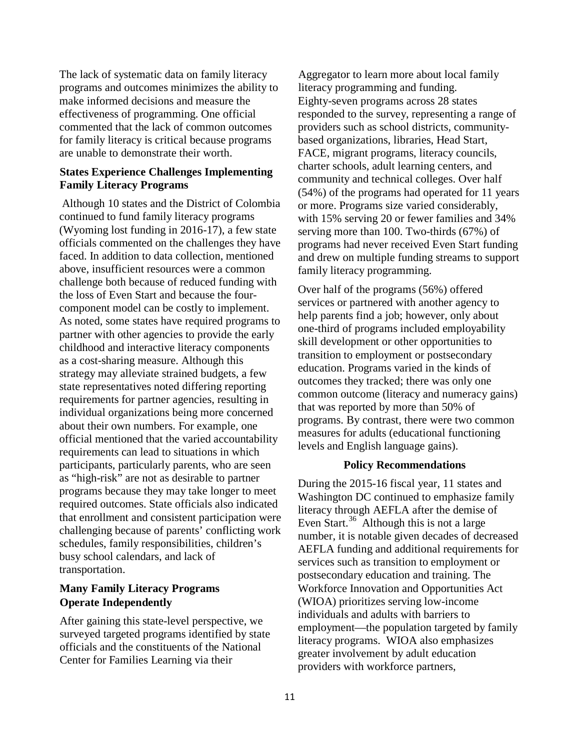The lack of systematic data on family literacy programs and outcomes minimizes the ability to make informed decisions and measure the effectiveness of programming. One official commented that the lack of common outcomes for family literacy is critical because programs are unable to demonstrate their worth.

**States Experience Challenges Implementing Family Literacy Programs**

Although 10 states and the District of Colombia continued to fund family literacy programs (Wyoming lost funding in 2016-17), a few state officials commented on the challenges they have faced. In addition to data collection, mentioned above, insufficient resources were a common challenge both because of reduced funding with the loss of Even Start and because the four-component model can be costly to implement. As noted, some states have required programs to partner with other agencies to provide the early childhood and interactive literacy components as a cost-sharing measure. Although this strategy may alleviate strained budgets, a few state representatives noted differing reporting requirements for partner agencies, resulting in individual organizations being more concerned about their own numbers. For example, one official mentioned that the varied accountability requirements can lead to situations in which participants, particularly parents, who are seen as "high-risk" are not as desirable to partner programs because they may take longer to meet required outcomes. State officials also indicated that enrollment and consistent participation were challenging because of parents' conflicting work schedules, family responsibilities, children's busy school calendars, and lack of transportation.

**Many Family Literacy Programs Operate Independently**

After gaining this state-level perspective, we surveyed targeted programs identified by state officials and the constituents of the National Center for Families Learning via their Aggregator to learn more about local family literacy programming and funding. Eighty-seven programs across 28 states responded to the survey, representing a range of providers such as school districts, community-based organizations, libraries, Head Start, FACE, migrant programs, literacy councils, charter schools, adult learning centers, and community and technical colleges. Over half (54%) of the programs had operated for 11 years or more. Programs size varied considerably, with 15% serving 20 or fewer families and 34% serving more than 100. Two-thirds (67%) of programs had never received Even Start funding and drew on multiple funding streams to support family literacy programming.

Over half of the programs (56%) offered services or partnered with another agency to help parents find a job; however, only about one-third of programs included employability skill development or other opportunities to transition to employment or postsecondary education. Programs varied in the kinds of outcomes they tracked; there was only one common outcome (literacy and numeracy gains) that was reported by more than 50% of programs. By contrast, there were two common measures for adults (educational functioning levels and English language gains).

## Policy Recommendations

During the 2015-16 fiscal year, 11 states and Washington DC continued to emphasize family literacy through AEFLA after the demise of Even Start.[36] Although this is not a large number, it is notable given decades of decreased AEFLA funding and additional requirements for services such as transition to employment or postsecondary education and training. The Workforce Innovation and Opportunities Act (WIOA) prioritizes serving low-income individuals and adults with barriers to employment—the population targeted by family literacy programs. WIOA also emphasizes greater involvement by adult education providers with workforce partners,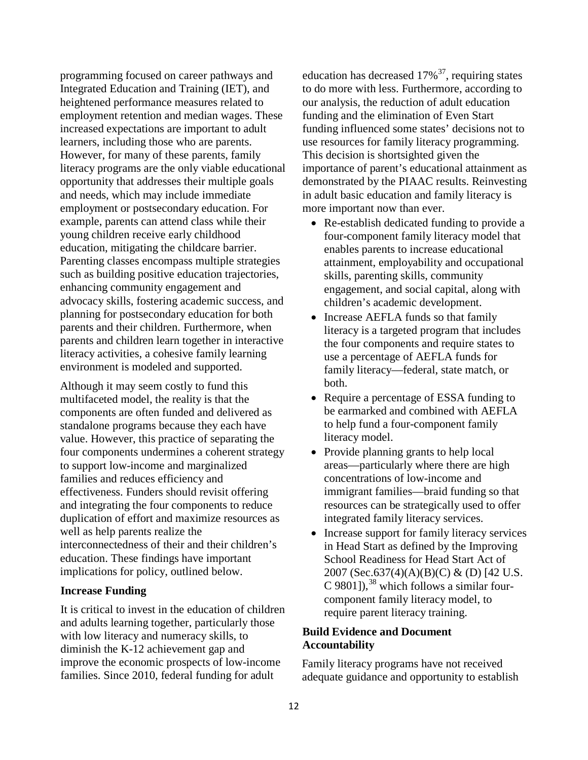programming focused on career pathways and Integrated Education and Training (IET), and heightened performance measures related to employment retention and median wages. These increased expectations are important to adult learners, including those who are parents. However, for many of these parents, family literacy programs are the only viable educational opportunity that addresses their multiple goals and needs, which may include immediate employment or postsecondary education. For example, parents can attend class while their young children receive early childhood education, mitigating the childcare barrier. Parenting classes encompass multiple strategies such as building positive education trajectories, enhancing community engagement and advocacy skills, fostering academic success, and planning for postsecondary education for both parents and their children. Furthermore, when parents and children learn together in interactive literacy activities, a cohesive family learning environment is modeled and supported.

Although it may seem costly to fund this multifaceted model, the reality is that the components are often funded and delivered as standalone programs because they each have value. However, this practice of separating the four components undermines a coherent strategy to support low-income and marginalized families and reduces efficiency and effectiveness. Funders should revisit offering and integrating the four components to reduce duplication of effort and maximize resources as well as help parents realize the interconnectedness of their and their children's education. These findings have important implications for policy, outlined below.

**Increase Funding**

It is critical to invest in the education of children and adults learning together, particularly those with low literacy and numeracy skills, to diminish the K-12 achievement gap and improve the economic prospects of low-income families. Since 2010, federal funding for adult education has decreased 17%[37], requiring states to do more with less. Furthermore, according to our analysis, the reduction of adult education funding and the elimination of Even Start funding influenced some states' decisions not to use resources for family literacy programming. This decision is shortsighted given the importance of parent's educational attainment as demonstrated by the PIAAC results. Reinvesting in adult basic education and family literacy is more important now than ever.

- Re-establish dedicated funding to provide a four-component family literacy model that enables parents to increase educational attainment, employability and occupational skills, parenting skills, community engagement, and social capital, along with children's academic development.
- Increase AEFLA funds so that family literacy is a targeted program that includes the four components and require states to use a percentage of AEFLA funds for family literacy—federal, state match, or both.
- Require a percentage of ESSA funding to be earmarked and combined with AEFLA to help fund a four-component family literacy model.
- Provide planning grants to help local areas—particularly where there are high concentrations of low-income and immigrant families—braid funding so that resources can be strategically used to offer integrated family literacy services.
- Increase support for family literacy services in Head Start as defined by the Improving School Readiness for Head Start Act of 2007 (Sec.637(4)(A)(B)(C) & (D) [42 U.S. C 9801]),[38] which follows a similar four-component family literacy model, to require parent literacy training.

**Build Evidence and Document Accountability**

Family literacy programs have not received adequate guidance and opportunity to establish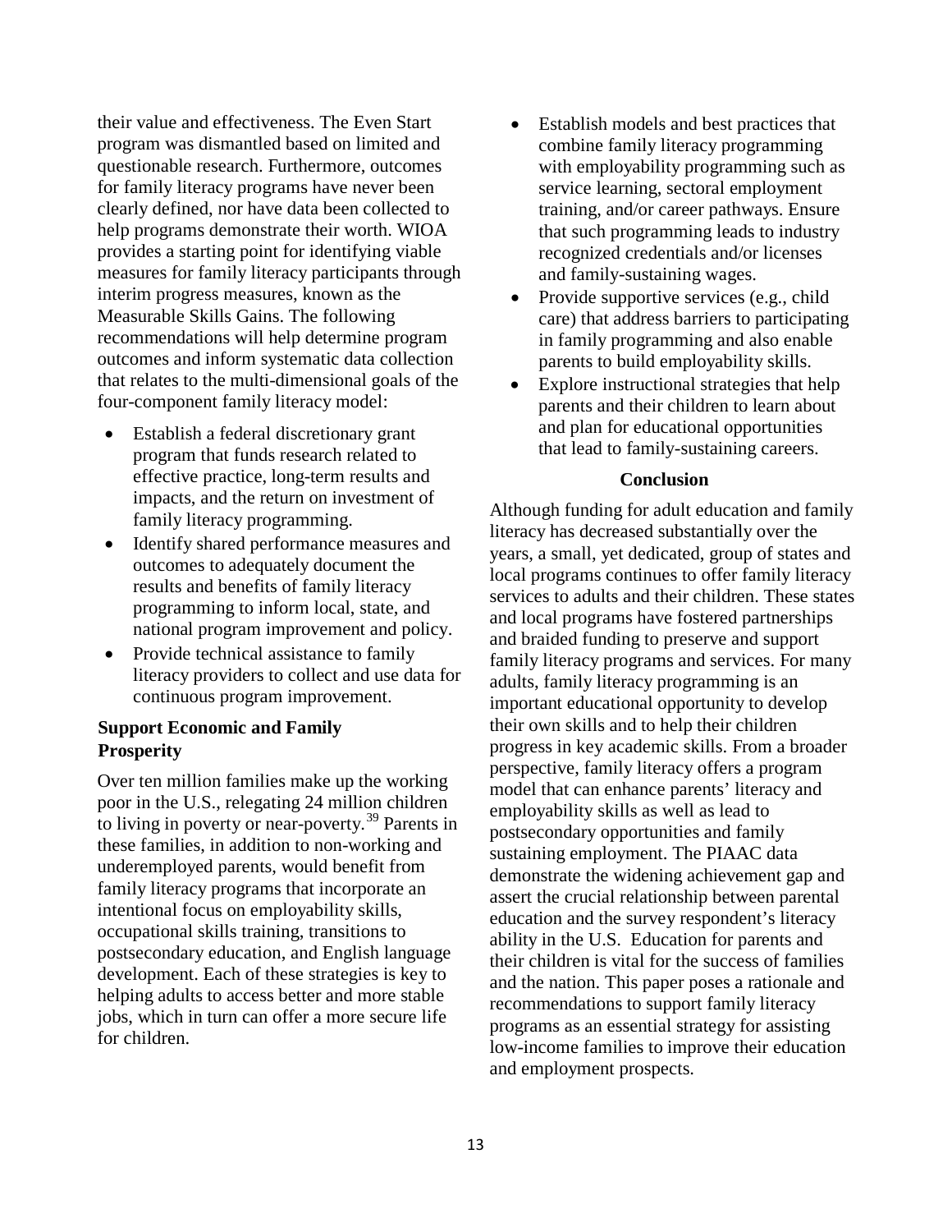their value and effectiveness. The Even Start program was dismantled based on limited and questionable research. Furthermore, outcomes for family literacy programs have never been clearly defined, nor have data been collected to help programs demonstrate their worth. WIOA provides a starting point for identifying viable measures for family literacy participants through interim progress measures, known as the Measurable Skills Gains. The following recommendations will help determine program outcomes and inform systematic data collection that relates to the multi-dimensional goals of the four-component family literacy model:

- Establish a federal discretionary grant program that funds research related to effective practice, long-term results and impacts, and the return on investment of family literacy programming.
- Identify shared performance measures and outcomes to adequately document the results and benefits of family literacy programming to inform local, state, and national program improvement and policy.
- Provide technical assistance to family literacy providers to collect and use data for continuous program improvement.

### Support Economic and Family Prosperity

Over ten million families make up the working poor in the U.S., relegating 24 million children to living in poverty or near-poverty.[39] Parents in these families, in addition to non-working and underemployed parents, would benefit from family literacy programs that incorporate an intentional focus on employability skills, occupational skills training, transitions to postsecondary education, and English language development. Each of these strategies is key to helping adults to access better and more stable jobs, which in turn can offer a more secure life for children.

- Establish models and best practices that combine family literacy programming with employability programming such as service learning, sectoral employment training, and/or career pathways. Ensure that such programming leads to industry recognized credentials and/or licenses and family-sustaining wages.
- Provide supportive services (e.g., child care) that address barriers to participating in family programming and also enable parents to build employability skills.
- Explore instructional strategies that help parents and their children to learn about and plan for educational opportunities that lead to family-sustaining careers.

## Conclusion

Although funding for adult education and family literacy has decreased substantially over the years, a small, yet dedicated, group of states and local programs continues to offer family literacy services to adults and their children. These states and local programs have fostered partnerships and braided funding to preserve and support family literacy programs and services. For many adults, family literacy programming is an important educational opportunity to develop their own skills and to help their children progress in key academic skills. From a broader perspective, family literacy offers a program model that can enhance parents' literacy and employability skills as well as lead to postsecondary opportunities and family sustaining employment. The PIAAC data demonstrate the widening achievement gap and assert the crucial relationship between parental education and the survey respondent's literacy ability in the U.S. Education for parents and their children is vital for the success of families and the nation. This paper poses a rationale and recommendations to support family literacy programs as an essential strategy for assisting low-income families to improve their education and employment prospects.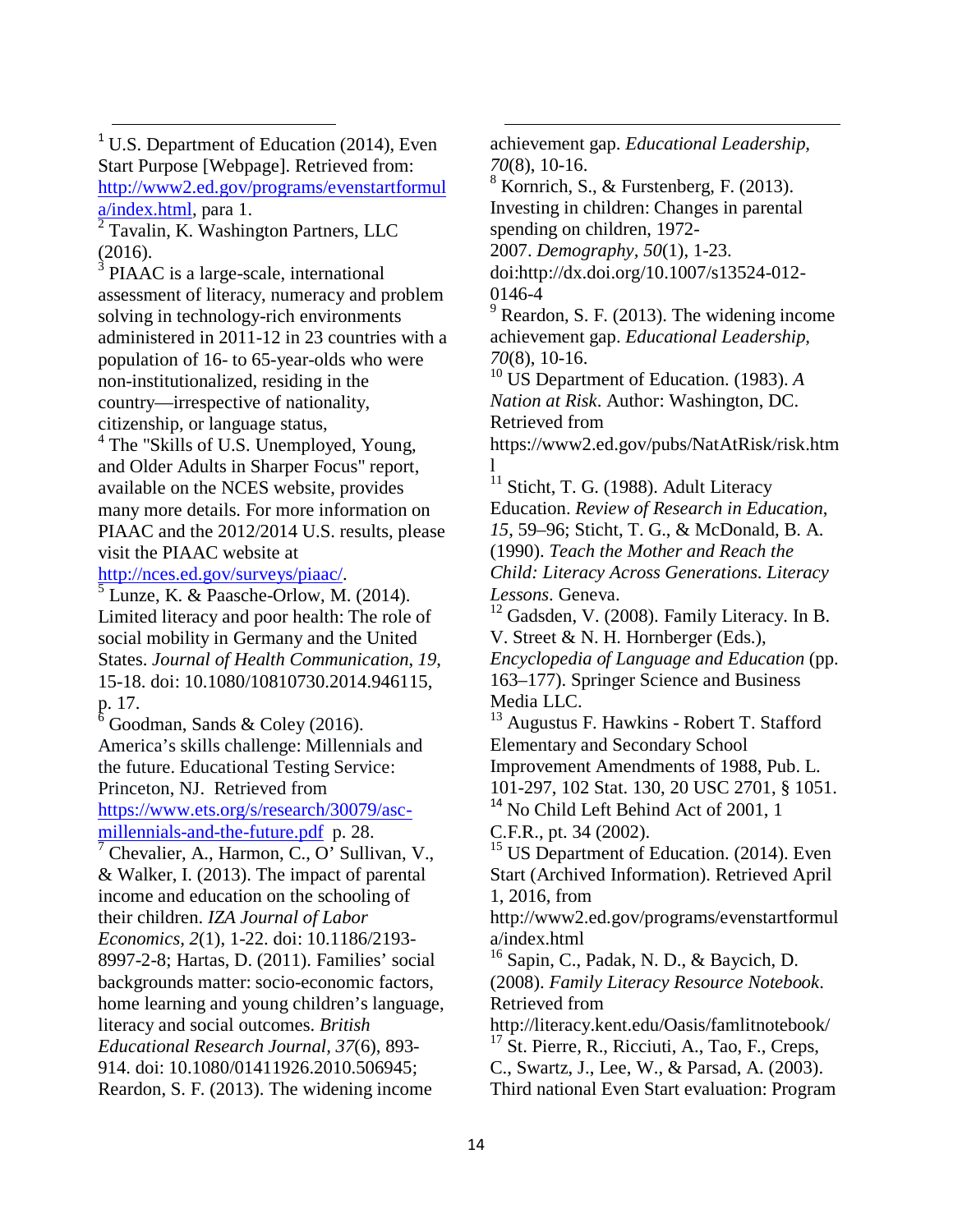[1] U.S. Department of Education (2014), Even Start Purpose [Webpage]. Retrieved from: [http://www2.ed.gov/programs/evenstartformula/index.html](http://www2.ed.gov/programs/evenstartformula/index.html), para 1.

[2] Tavalin, K. Washington Partners, LLC (2016).

[3] PIAAC is a large-scale, international assessment of literacy, numeracy and problem solving in technology-rich environments administered in 2011-12 in 23 countries with a population of 16- to 65-year-olds who were non-institutionalized, residing in the country—irrespective of nationality, citizenship, or language status,

[4] The "Skills of U.S. Unemployed, Young, and Older Adults in Sharper Focus" report, available on the NCES website, provides many more details. For more information on PIAAC and the 2012/2014 U.S. results, please visit the PIAAC website at [http://nces.ed.gov/surveys/piaac/](http://nces.ed.gov/surveys/piaac/).

[5] Lunze, K. & Paasche-Orlow, M. (2014). Limited literacy and poor health: The role of social mobility in Germany and the United States. *Journal of Health Communication*, *19*, 15-18. doi: 10.1080/10810730.2014.946115, p. 17.

[6] Goodman, Sands & Coley (2016). America's skills challenge: Millennials and the future. Educational Testing Service: Princeton, NJ. Retrieved from [https://www.ets.org/s/research/30079/asc-millennials-and-the-future.pdf](https://www.ets.org/s/research/30079/asc-millennials-and-the-future.pdf) p. 28.

[7] Chevalier, A., Harmon, C., O' Sullivan, V., & Walker, I. (2013). The impact of parental income and education on the schooling of their children. *IZA Journal of Labor Economics*, *2*(1), 1-22. doi: 10.1186/2193-8997-2-8; Hartas, D. (2011). Families' social backgrounds matter: socio-economic factors, home learning and young children's language, literacy and social outcomes. *British Educational Research Journal*, *37*(6), 893-914. doi: 10.1080/01411926.2010.506945; Reardon, S. F. (2013). The widening income achievement gap. *Educational Leadership, 70*(8), 10-16.

[8] Kornrich, S., & Furstenberg, F. (2013). Investing in children: Changes in parental spending on children, 1972-2007. *Demography*, *50*(1), 1-23. doi:http://dx.doi.org/10.1007/s13524-012-0146-4

[9] Reardon, S. F. (2013). The widening income achievement gap. *Educational Leadership, 70*(8), 10-16.

[10] US Department of Education. (1983). *A Nation at Risk*. Author: Washington, DC. Retrieved from https://www2.ed.gov/pubs/NatAtRisk/risk.html

[11] Sticht, T. G. (1988). Adult Literacy Education. *Review of Research in Education*, *15*, 59–96; Sticht, T. G., & McDonald, B. A. (1990). *Teach the Mother and Reach the Child: Literacy Across Generations. Literacy Lessons*. Geneva.

[12] Gadsden, V. (2008). Family Literacy. In B. V. Street & N. H. Hornberger (Eds.), *Encyclopedia of Language and Education* (pp. 163–177). Springer Science and Business Media LLC.

[13] Augustus F. Hawkins - Robert T. Stafford Elementary and Secondary School Improvement Amendments of 1988, Pub. L. 101-297, 102 Stat. 130, 20 USC 2701, § 1051.

[14] No Child Left Behind Act of 2001, 1 C.F.R., pt. 34 (2002).

[15] US Department of Education. (2014). Even Start (Archived Information). Retrieved April 1, 2016, from http://www2.ed.gov/programs/evenstartformula/index.html

[16] Sapin, C., Padak, N. D., & Baycich, D. (2008). *Family Literacy Resource Notebook*. Retrieved from http://literacy.kent.edu/Oasis/famlitnotebook/

[17] St. Pierre, R., Ricciuti, A., Tao, F., Creps, C., Swartz, J., Lee, W., & Parsad, A. (2003). Third national Even Start evaluation: Program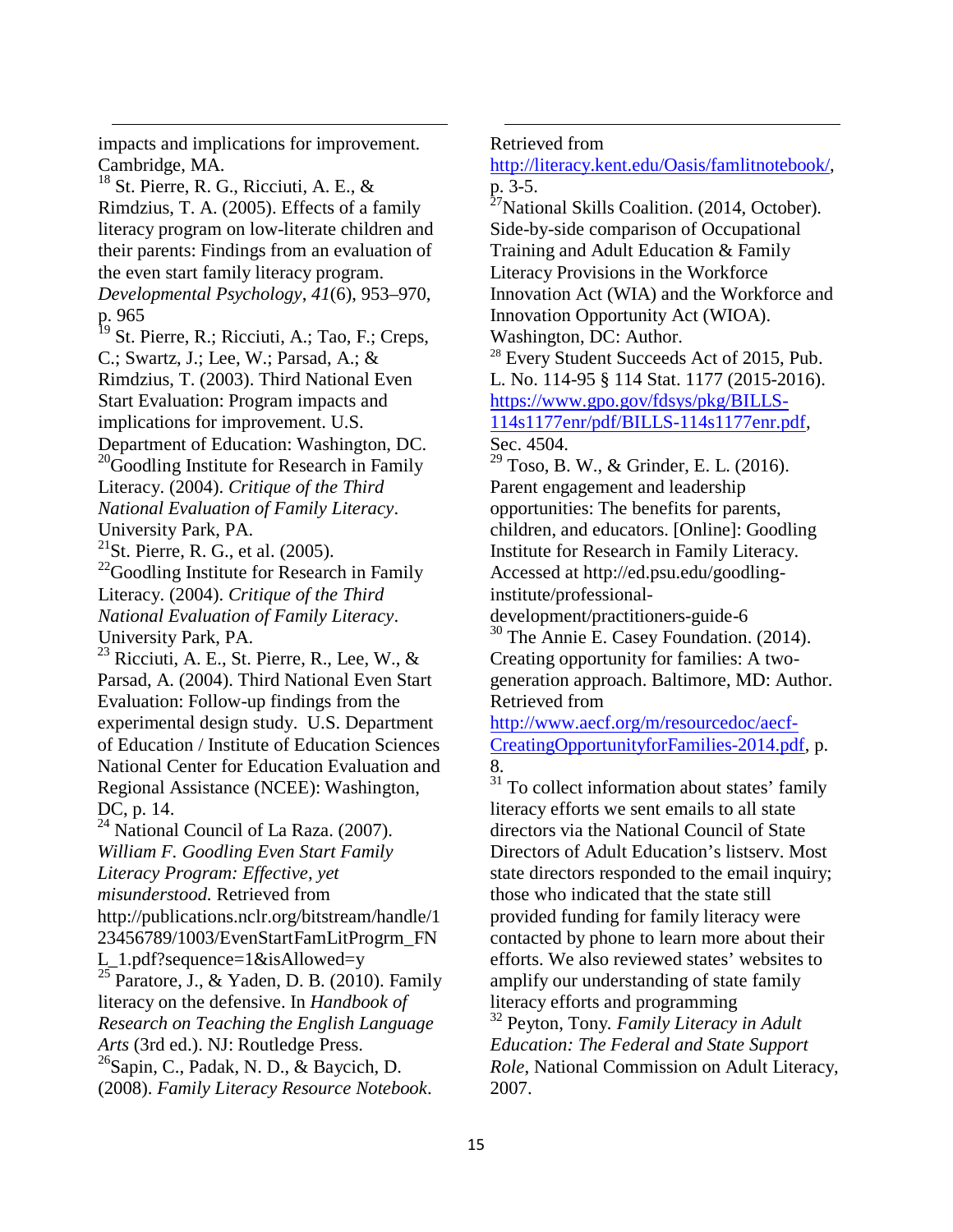impacts and implications for improvement. Cambridge, MA.

[18] St. Pierre, R. G., Ricciuti, A. E., & Rimdzius, T. A. (2005). Effects of a family literacy program on low-literate children and their parents: Findings from an evaluation of the even start family literacy program. *Developmental Psychology*, *41*(6), 953–970, p. 965

[19] St. Pierre, R.; Ricciuti, A.; Tao, F.; Creps, C.; Swartz, J.; Lee, W.; Parsad, A.; & Rimdzius, T. (2003). Third National Even Start Evaluation: Program impacts and implications for improvement. U.S. Department of Education: Washington, DC.

[20] Goodling Institute for Research in Family Literacy. (2004). *Critique of the Third National Evaluation of Family Literacy*. University Park, PA.

[21] St. Pierre, R. G., et al. (2005).

[22] Goodling Institute for Research in Family Literacy. (2004). *Critique of the Third National Evaluation of Family Literacy*. University Park, PA.

[23] Ricciuti, A. E., St. Pierre, R., Lee, W., & Parsad, A. (2004). Third National Even Start Evaluation: Follow-up findings from the experimental design study. U.S. Department of Education / Institute of Education Sciences National Center for Education Evaluation and Regional Assistance (NCEE): Washington, DC, p. 14.

[24] National Council of La Raza. (2007). *William F. Goodling Even Start Family Literacy Program: Effective, yet misunderstood.* Retrieved from http://publications.nclr.org/bitstream/handle/123456789/1003/EvenStartFamLitProgrm_FNL_1.pdf?sequence=1&isAllowed=y

[25] Paratore, J., & Yaden, D. B. (2010). Family literacy on the defensive. In *Handbook of Research on Teaching the English Language Arts* (3rd ed.). NJ: Routledge Press.

[26] Sapin, C., Padak, N. D., & Baycich, D. (2008). *Family Literacy Resource Notebook*. Retrieved from http://literacy.kent.edu/Oasis/famlitnotebook/, p. 3-5.

[27] National Skills Coalition. (2014, October). Side-by-side comparison of Occupational Training and Adult Education & Family Literacy Provisions in the Workforce Innovation Act (WIA) and the Workforce and Innovation Opportunity Act (WIOA). Washington, DC: Author.

[28] Every Student Succeeds Act of 2015, Pub. L. No. 114-95 § 114 Stat. 1177 (2015-2016). https://www.gpo.gov/fdsys/pkg/BILLS-114s1177enr/pdf/BILLS-114s1177enr.pdf, Sec. 4504.

[29] Toso, B. W., & Grinder, E. L. (2016). Parent engagement and leadership opportunities: The benefits for parents, children, and educators. [Online]: Goodling Institute for Research in Family Literacy. Accessed at http://ed.psu.edu/goodling-institute/professional-development/practitioners-guide-6

[30] The Annie E. Casey Foundation. (2014). Creating opportunity for families: A two-generation approach. Baltimore, MD: Author. Retrieved from http://www.aecf.org/m/resourcedoc/aecf-CreatingOpportunityforFamilies-2014.pdf, p. 8.

[31] To collect information about states' family literacy efforts we sent emails to all state directors via the National Council of State Directors of Adult Education's listserv. Most state directors responded to the email inquiry; those who indicated that the state still provided funding for family literacy were contacted by phone to learn more about their efforts. We also reviewed states' websites to amplify our understanding of state family literacy efforts and programming

[32] Peyton, Tony. *Family Literacy in Adult Education: The Federal and State Support Role*, National Commission on Adult Literacy, 2007.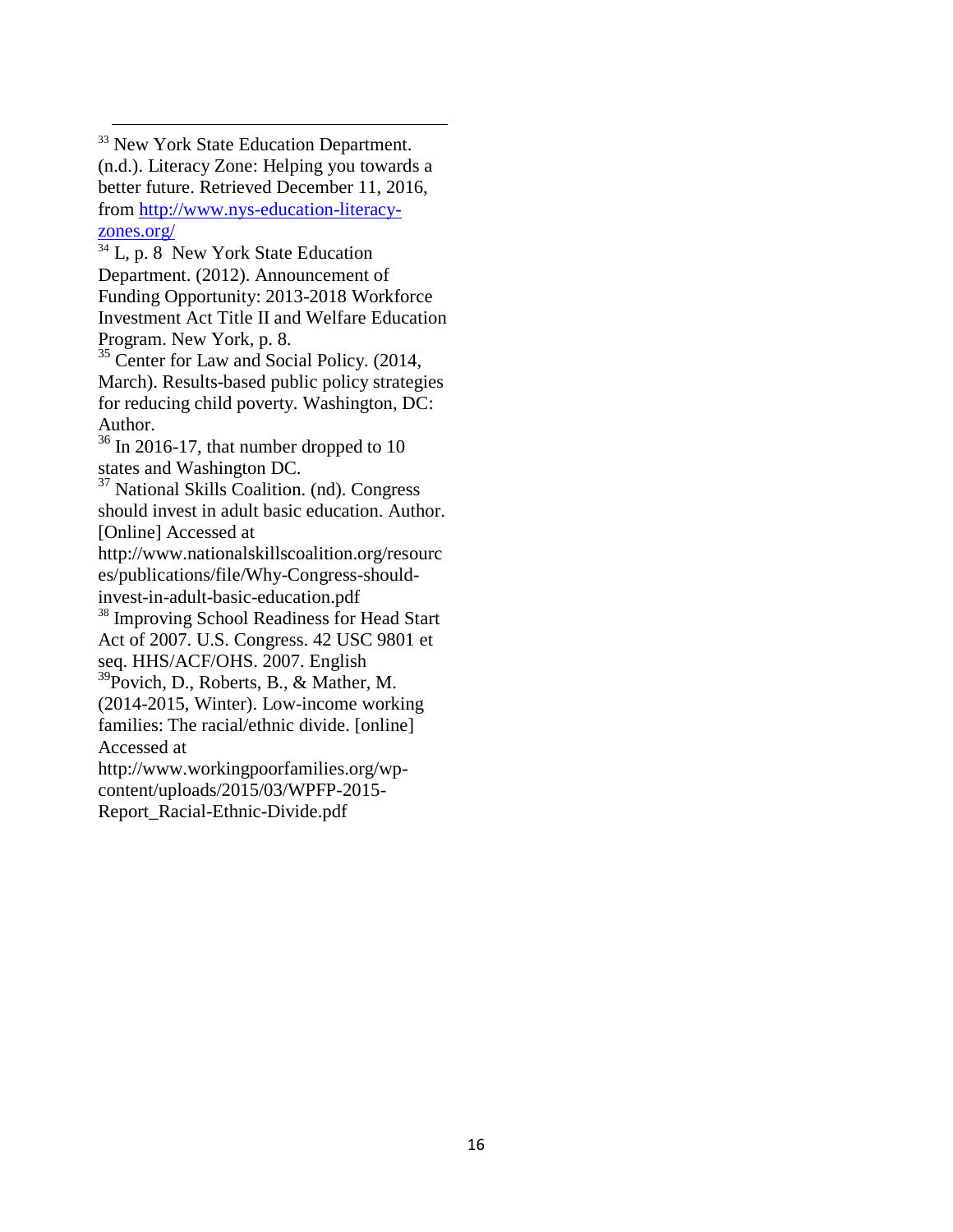[33] New York State Education Department. (n.d.). Literacy Zone: Helping you towards a better future. Retrieved December 11, 2016, from [http://www.nys-education-literacy-zones.org/](http://www.nys-education-literacy-zones.org/)

[34] L, p. 8 New York State Education Department. (2012). Announcement of Funding Opportunity: 2013-2018 Workforce Investment Act Title II and Welfare Education Program. New York, p. 8.

[35] Center for Law and Social Policy. (2014, March). Results-based public policy strategies for reducing child poverty. Washington, DC: Author.

[36] In 2016-17, that number dropped to 10 states and Washington DC.

[37] National Skills Coalition. (nd). Congress should invest in adult basic education. Author. [Online] Accessed at http://www.nationalskillscoalition.org/resources/publications/file/Why-Congress-should-invest-in-adult-basic-education.pdf

[38] Improving School Readiness for Head Start Act of 2007. U.S. Congress. 42 USC 9801 et seq. HHS/ACF/OHS. 2007. English

[39] Povich, D., Roberts, B., & Mather, M. (2014-2015, Winter). Low-income working families: The racial/ethnic divide. [online] Accessed at http://www.workingpoorfamilies.org/wp-content/uploads/2015/03/WPFP-2015-Report_Racial-Ethnic-Divide.pdf